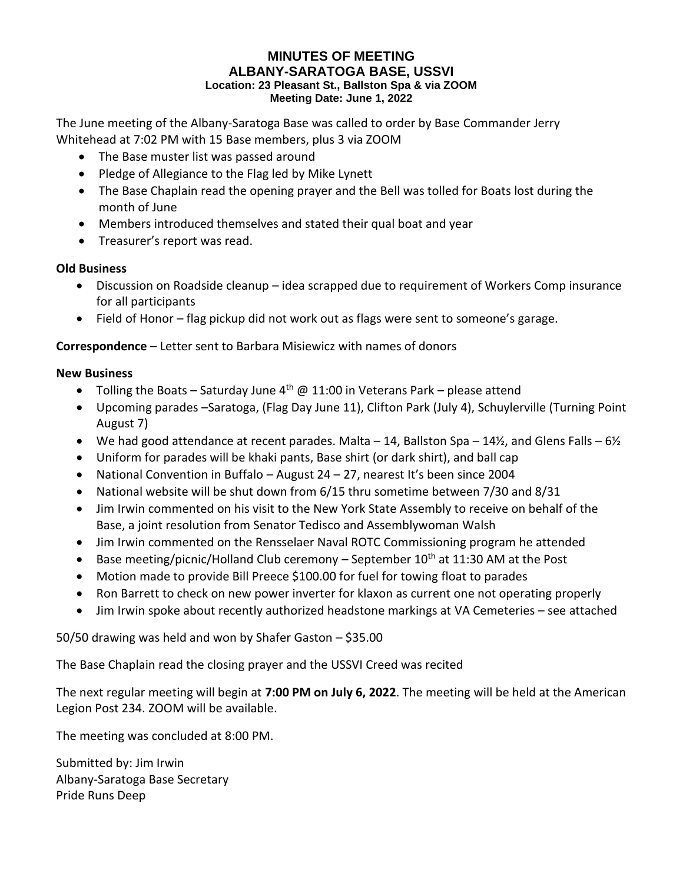# MINUTES OF MEETING
# ALBANY-SARATOGA BASE, USSVI

**Location: 23 Pleasant St., Ballston Spa & via ZOOM**
**Meeting Date: June 1, 2022**

The June meeting of the Albany-Saratoga Base was called to order by Base Commander Jerry Whitehead at 7:02 PM with 15 Base members, plus 3 via ZOOM

- The Base muster list was passed around
- Pledge of Allegiance to the Flag led by Mike Lynett
- The Base Chaplain read the opening prayer and the Bell was tolled for Boats lost during the month of June
- Members introduced themselves and stated their qual boat and year
- Treasurer's report was read.

**Old Business**

- Discussion on Roadside cleanup – idea scrapped due to requirement of Workers Comp insurance for all participants
- Field of Honor – flag pickup did not work out as flags were sent to someone's garage.

**Correspondence** – Letter sent to Barbara Misiewicz with names of donors

**New Business**

- Tolling the Boats – Saturday June 4th @ 11:00 in Veterans Park – please attend
- Upcoming parades –Saratoga, (Flag Day June 11), Clifton Park (July 4), Schuylerville (Turning Point August 7)
- We had good attendance at recent parades. Malta – 14, Ballston Spa – 14½, and Glens Falls – 6½
- Uniform for parades will be khaki pants, Base shirt (or dark shirt), and ball cap
- National Convention in Buffalo – August 24 – 27, nearest It's been since 2004
- National website will be shut down from 6/15 thru sometime between 7/30 and 8/31
- Jim Irwin commented on his visit to the New York State Assembly to receive on behalf of the Base, a joint resolution from Senator Tedisco and Assemblywoman Walsh
- Jim Irwin commented on the Rensselaer Naval ROTC Commissioning program he attended
- Base meeting/picnic/Holland Club ceremony – September 10th at 11:30 AM at the Post
- Motion made to provide Bill Preece $100.00 for fuel for towing float to parades
- Ron Barrett to check on new power inverter for klaxon as current one not operating properly
- Jim Irwin spoke about recently authorized headstone markings at VA Cemeteries – see attached

50/50 drawing was held and won by Shafer Gaston – $35.00

The Base Chaplain read the closing prayer and the USSVI Creed was recited

The next regular meeting will begin at **7:00 PM on July 6, 2022**. The meeting will be held at the American Legion Post 234. ZOOM will be available.

The meeting was concluded at 8:00 PM.

Submitted by: Jim Irwin
Albany-Saratoga Base Secretary
Pride Runs Deep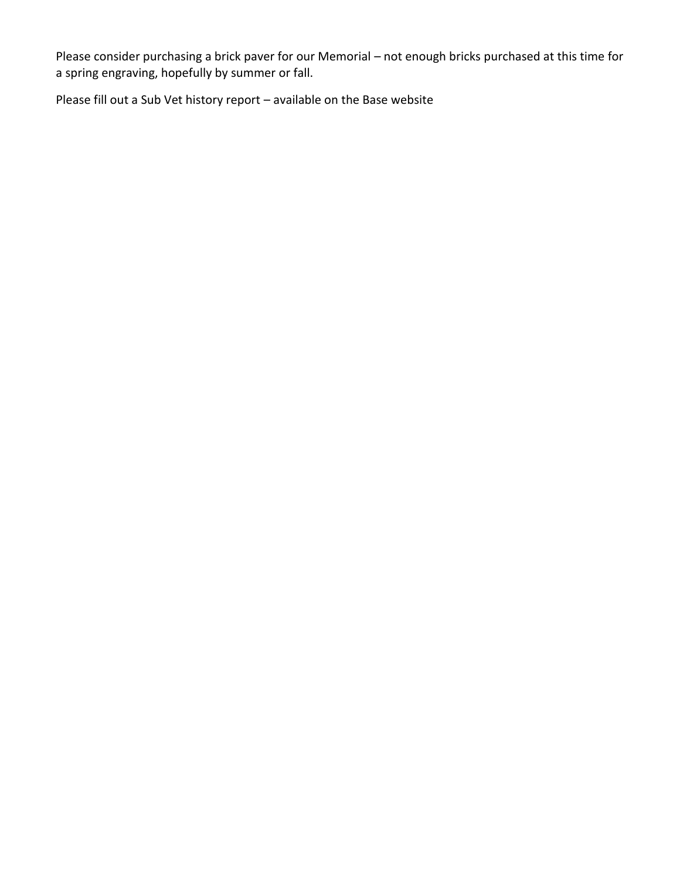Please consider purchasing a brick paver for our Memorial – not enough bricks purchased at this time for a spring engraving, hopefully by summer or fall.

Please fill out a Sub Vet history report – available on the Base website